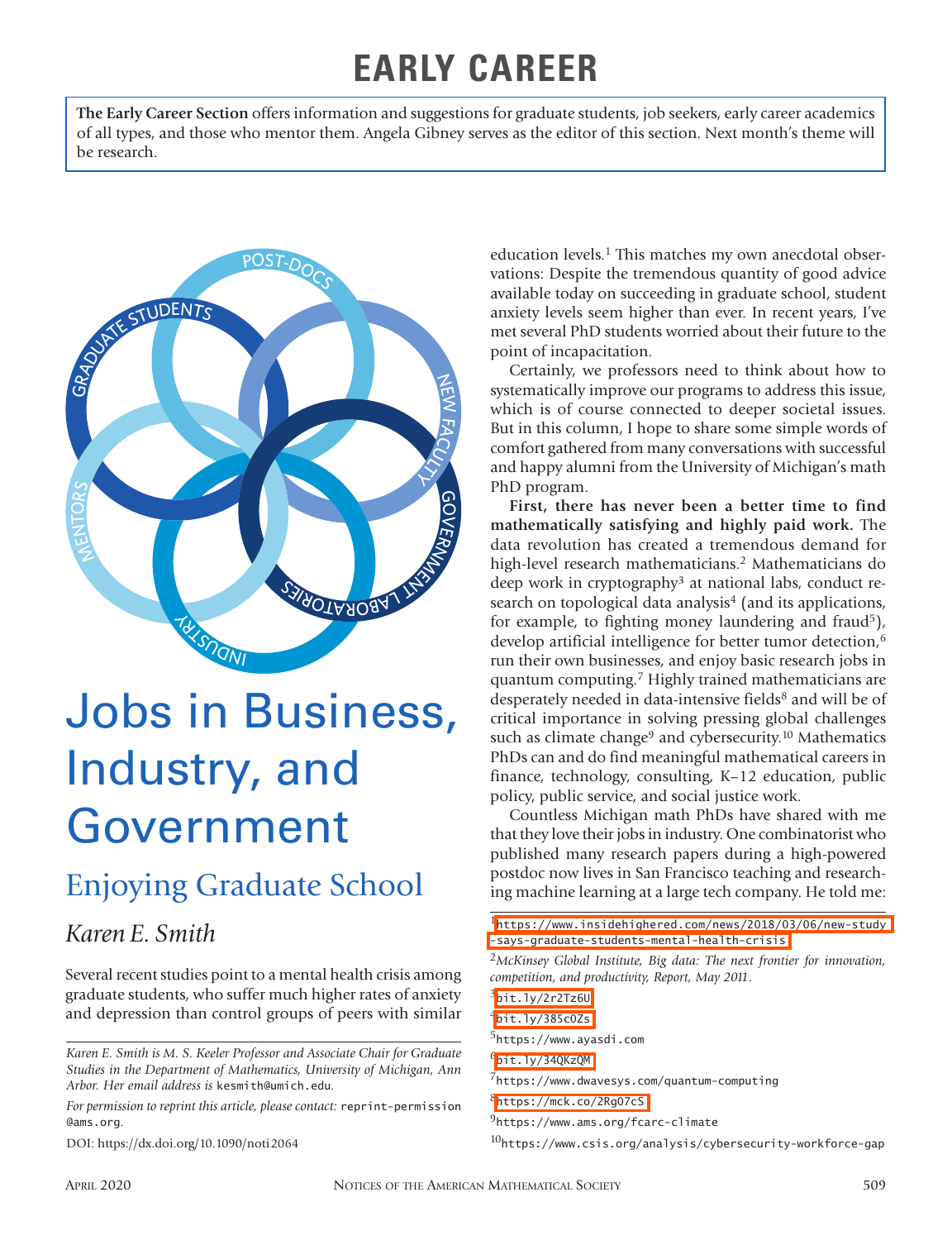# EARLY CAREER

**The Early Career Section** offers information and suggestions for graduate students, job seekers, early career academics of all types, and those who mentor them. Angela Gibney serves as the editor of this section. Next month's theme will be research.

# Jobs in Business, Industry, and Government

## Enjoying Graduate School

*Karen E. Smith*

Several recent studies point to a mental health crisis among graduate students, who suffer much higher rates of anxiety and depression than control groups of peers with similar education levels.[1] This matches my own anecdotal observations: Despite the tremendous quantity of good advice available today on succeeding in graduate school, student anxiety levels seem higher than ever. In recent years, I've met several PhD students worried about their future to the point of incapacitation.

Certainly, we professors need to think about how to systematically improve our programs to address this issue, which is of course connected to deeper societal issues. But in this column, I hope to share some simple words of comfort gathered from many conversations with successful and happy alumni from the University of Michigan's math PhD program.

**First, there has never been a better time to find mathematically satisfying and highly paid work.** The data revolution has created a tremendous demand for high-level research mathematicians.[2] Mathematicians do deep work in cryptography[3] at national labs, conduct research on topological data analysis[4] (and its applications, for example, to fighting money laundering and fraud[5]), develop artificial intelligence for better tumor detection,[6] run their own businesses, and enjoy basic research jobs in quantum computing.[7] Highly trained mathematicians are desperately needed in data-intensive fields[8] and will be of critical importance in solving pressing global challenges such as climate change[9] and cybersecurity.[10] Mathematics PhDs can and do find meaningful mathematical careers in finance, technology, consulting, K–12 education, public policy, public service, and social justice work.

Countless Michigan math PhDs have shared with me that they love their jobs in industry. One combinatorist who published many research papers during a high-powered postdoc now lives in San Francisco teaching and researching machine learning at a large tech company. He told me:

*Karen E. Smith is M. S. Keeler Professor and Associate Chair for Graduate Studies in the Department of Mathematics, University of Michigan, Ann Arbor. Her email address is* kesmith@umich.edu.

*For permission to reprint this article, please contact:* reprint-permission@ams.org.

DOI: https://dx.doi.org/10.1090/noti2064

[1] https://www.insidehighered.com/news/2018/03/06/new-study-says-graduate-students-mental-health-crisis

[2] *McKinsey Global Institute, Big data: The next frontier for innovation, competition, and productivity, Report, May 2011.*

[3] bit.ly/2r2Tz6U

[4] bit.ly/385cOZs

[5] https://www.ayasdi.com

[6] bit.ly/34QKzQM

[7] https://www.dwavesys.com/quantum-computing

[8] https://mck.co/2Rg07cS

[9] https://www.ams.org/fcarc-climate

[10] https://www.csis.org/analysis/cybersecurity-workforce-gap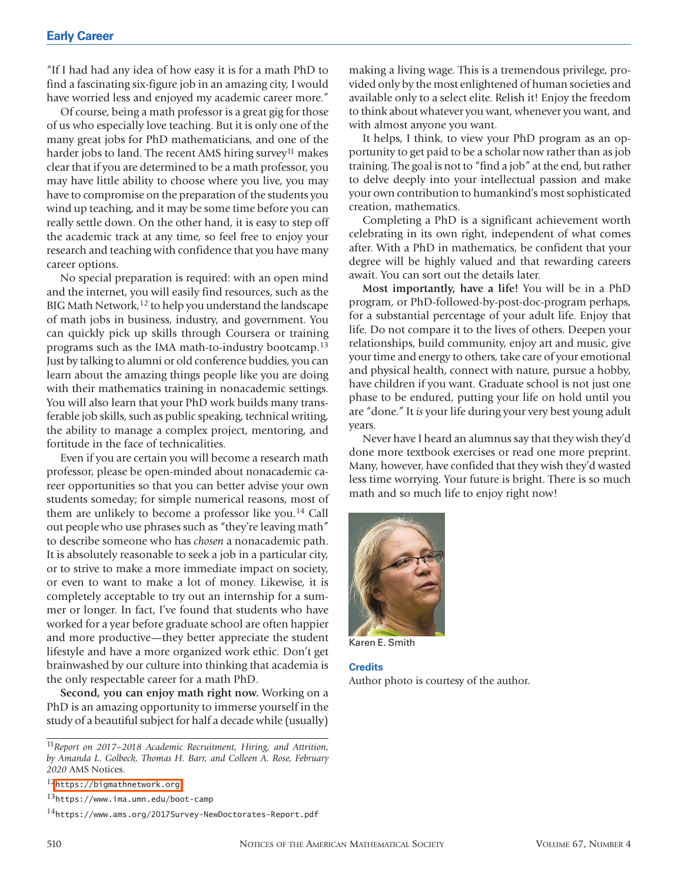"If I had had any idea of how easy it is for a math PhD to find a fascinating six-figure job in an amazing city, I would have worried less and enjoyed my academic career more."

Of course, being a math professor is a great gig for those of us who especially love teaching. But it is only one of the many great jobs for PhD mathematicians, and one of the harder jobs to land. The recent AMS hiring survey[11] makes clear that if you are determined to be a math professor, you may have little ability to choose where you live, you may have to compromise on the preparation of the students you wind up teaching, and it may be some time before you can really settle down. On the other hand, it is easy to step off the academic track at any time, so feel free to enjoy your research and teaching with confidence that you have many career options.

No special preparation is required: with an open mind and the internet, you will easily find resources, such as the BIG Math Network,[12] to help you understand the landscape of math jobs in business, industry, and government. You can quickly pick up skills through Coursera or training programs such as the IMA math-to-industry bootcamp.[13] Just by talking to alumni or old conference buddies, you can learn about the amazing things people like you are doing with their mathematics training in nonacademic settings. You will also learn that your PhD work builds many transferable job skills, such as public speaking, technical writing, the ability to manage a complex project, mentoring, and fortitude in the face of technicalities.

Even if you are certain you will become a research math professor, please be open-minded about nonacademic career opportunities so that you can better advise your own students someday; for simple numerical reasons, most of them are unlikely to become a professor like you.[14] Call out people who use phrases such as "they're leaving math" to describe someone who has *chosen* a nonacademic path. It is absolutely reasonable to seek a job in a particular city, or to strive to make a more immediate impact on society, or even to want to make a lot of money. Likewise, it is completely acceptable to try out an internship for a summer or longer. In fact, I've found that students who have worked for a year before graduate school are often happier and more productive—they better appreciate the student lifestyle and have a more organized work ethic. Don't get brainwashed by our culture into thinking that academia is the only respectable career for a math PhD.

**Second, you can enjoy math right now.** Working on a PhD is an amazing opportunity to immerse yourself in the study of a beautiful subject for half a decade while (usually) making a living wage. This is a tremendous privilege, provided only by the most enlightened of human societies and available only to a select elite. Relish it! Enjoy the freedom to think about whatever you want, whenever you want, and with almost anyone you want.

It helps, I think, to view your PhD program as an opportunity to get paid to be a scholar now rather than as job training. The goal is not to "find a job" at the end, but rather to delve deeply into your intellectual passion and make your own contribution to humankind's most sophisticated creation, mathematics.

Completing a PhD is a significant achievement worth celebrating in its own right, independent of what comes after. With a PhD in mathematics, be confident that your degree will be highly valued and that rewarding careers await. You can sort out the details later.

**Most importantly, have a life!** You will be in a PhD program, or PhD-followed-by-post-doc-program perhaps, for a substantial percentage of your adult life. Enjoy that life. Do not compare it to the lives of others. Deepen your relationships, build community, enjoy art and music, give your time and energy to others, take care of your emotional and physical health, connect with nature, pursue a hobby, have children if you want. Graduate school is not just one phase to be endured, putting your life on hold until you are "done." It *is* your life during your very best young adult years.

Never have I heard an alumnus say that they wish they'd done more textbook exercises or read one more preprint. Many, however, have confided that they wish they'd wasted less time worrying. Your future is bright. There is so much math and so much life to enjoy right now!

Karen E. Smith

### Credits

Author photo is courtesy of the author.

---

[11] *Report on 2017–2018 Academic Recruitment, Hiring, and Attrition, by Amanda L. Golbeck, Thomas H. Barr, and Colleen A. Rose, February 2020* AMS Notices.

[12] https://bigmathnetwork.org

[13] https://www.ima.umn.edu/boot-camp

[14] https://www.ams.org/2017Survey-NewDoctorates-Report.pdf